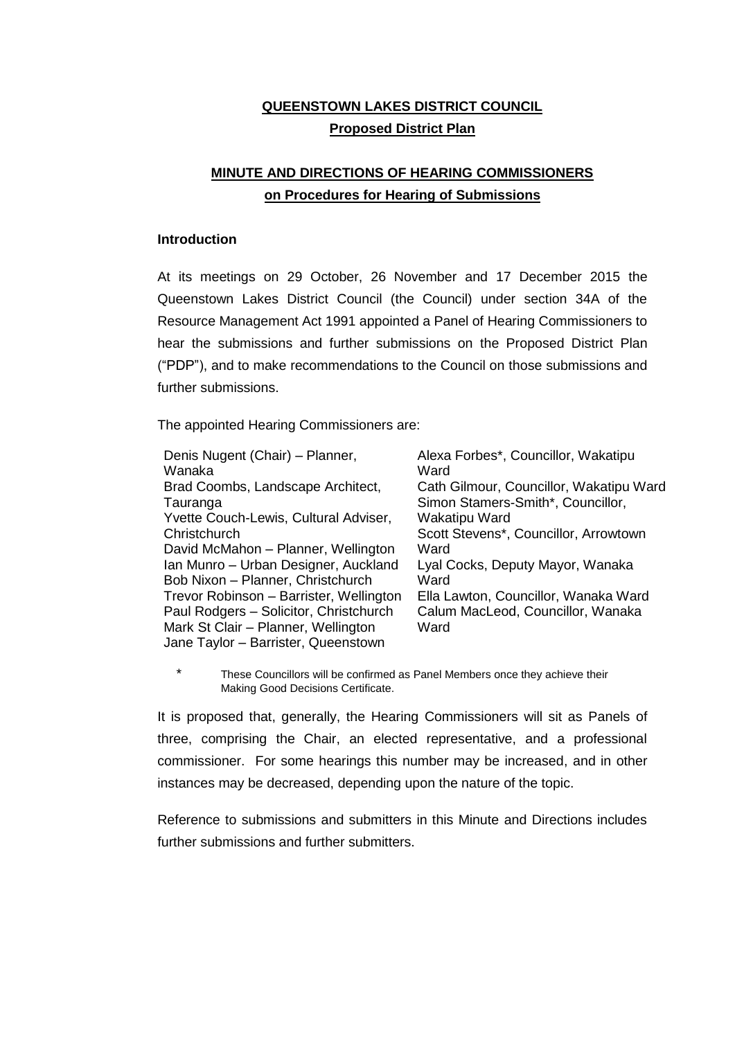# QUEENSTOWN LAKES DISTRICT COUNCIL

## Proposed District Plan

## MINUTE AND DIRECTIONS OF HEARING COMMISSIONERS on Procedures for Hearing of Submissions

### Introduction

At its meetings on 29 October, 26 November and 17 December 2015 the Queenstown Lakes District Council (the Council) under section 34A of the Resource Management Act 1991 appointed a Panel of Hearing Commissioners to hear the submissions and further submissions on the Proposed District Plan ("PDP"), and to make recommendations to the Council on those submissions and further submissions.

The appointed Hearing Commissioners are:

Denis Nugent (Chair) – Planner, Wanaka
Brad Coombs, Landscape Architect, Tauranga
Yvette Couch-Lewis, Cultural Adviser, Christchurch
David McMahon – Planner, Wellington
Ian Munro – Urban Designer, Auckland
Bob Nixon – Planner, Christchurch
Trevor Robinson – Barrister, Wellington
Paul Rodgers – Solicitor, Christchurch
Mark St Clair – Planner, Wellington
Jane Taylor – Barrister, Queenstown

Alexa Forbes*, Councillor, Wakatipu Ward
Cath Gilmour, Councillor, Wakatipu Ward
Simon Stamers-Smith*, Councillor, Wakatipu Ward
Scott Stevens*, Councillor, Arrowtown Ward
Lyal Cocks, Deputy Mayor, Wanaka Ward
Ella Lawton, Councillor, Wanaka Ward
Calum MacLeod, Councillor, Wanaka Ward

\* These Councillors will be confirmed as Panel Members once they achieve their Making Good Decisions Certificate.

It is proposed that, generally, the Hearing Commissioners will sit as Panels of three, comprising the Chair, an elected representative, and a professional commissioner. For some hearings this number may be increased, and in other instances may be decreased, depending upon the nature of the topic.

Reference to submissions and submitters in this Minute and Directions includes further submissions and further submitters.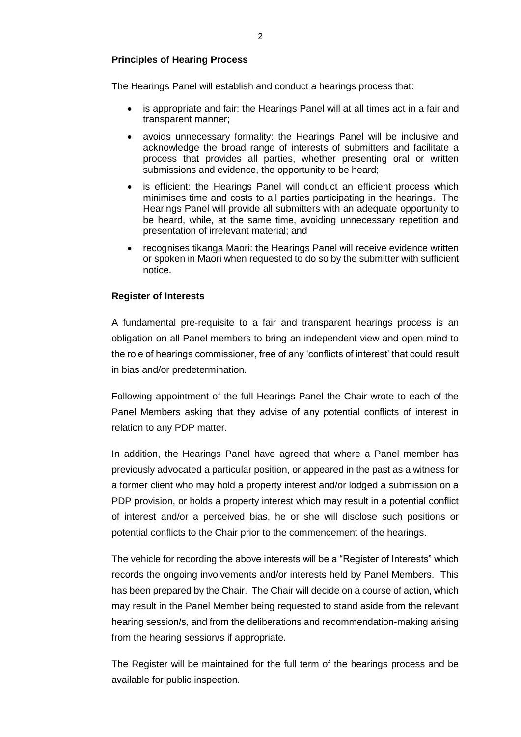**Principles of Hearing Process**

The Hearings Panel will establish and conduct a hearings process that:

- is appropriate and fair: the Hearings Panel will at all times act in a fair and transparent manner;
- avoids unnecessary formality: the Hearings Panel will be inclusive and acknowledge the broad range of interests of submitters and facilitate a process that provides all parties, whether presenting oral or written submissions and evidence, the opportunity to be heard;
- is efficient: the Hearings Panel will conduct an efficient process which minimises time and costs to all parties participating in the hearings. The Hearings Panel will provide all submitters with an adequate opportunity to be heard, while, at the same time, avoiding unnecessary repetition and presentation of irrelevant material; and
- recognises tikanga Maori: the Hearings Panel will receive evidence written or spoken in Maori when requested to do so by the submitter with sufficient notice.

**Register of Interests**

A fundamental pre-requisite to a fair and transparent hearings process is an obligation on all Panel members to bring an independent view and open mind to the role of hearings commissioner, free of any 'conflicts of interest' that could result in bias and/or predetermination.

Following appointment of the full Hearings Panel the Chair wrote to each of the Panel Members asking that they advise of any potential conflicts of interest in relation to any PDP matter.

In addition, the Hearings Panel have agreed that where a Panel member has previously advocated a particular position, or appeared in the past as a witness for a former client who may hold a property interest and/or lodged a submission on a PDP provision, or holds a property interest which may result in a potential conflict of interest and/or a perceived bias, he or she will disclose such positions or potential conflicts to the Chair prior to the commencement of the hearings.

The vehicle for recording the above interests will be a "Register of Interests" which records the ongoing involvements and/or interests held by Panel Members. This has been prepared by the Chair. The Chair will decide on a course of action, which may result in the Panel Member being requested to stand aside from the relevant hearing session/s, and from the deliberations and recommendation-making arising from the hearing session/s if appropriate.

The Register will be maintained for the full term of the hearings process and be available for public inspection.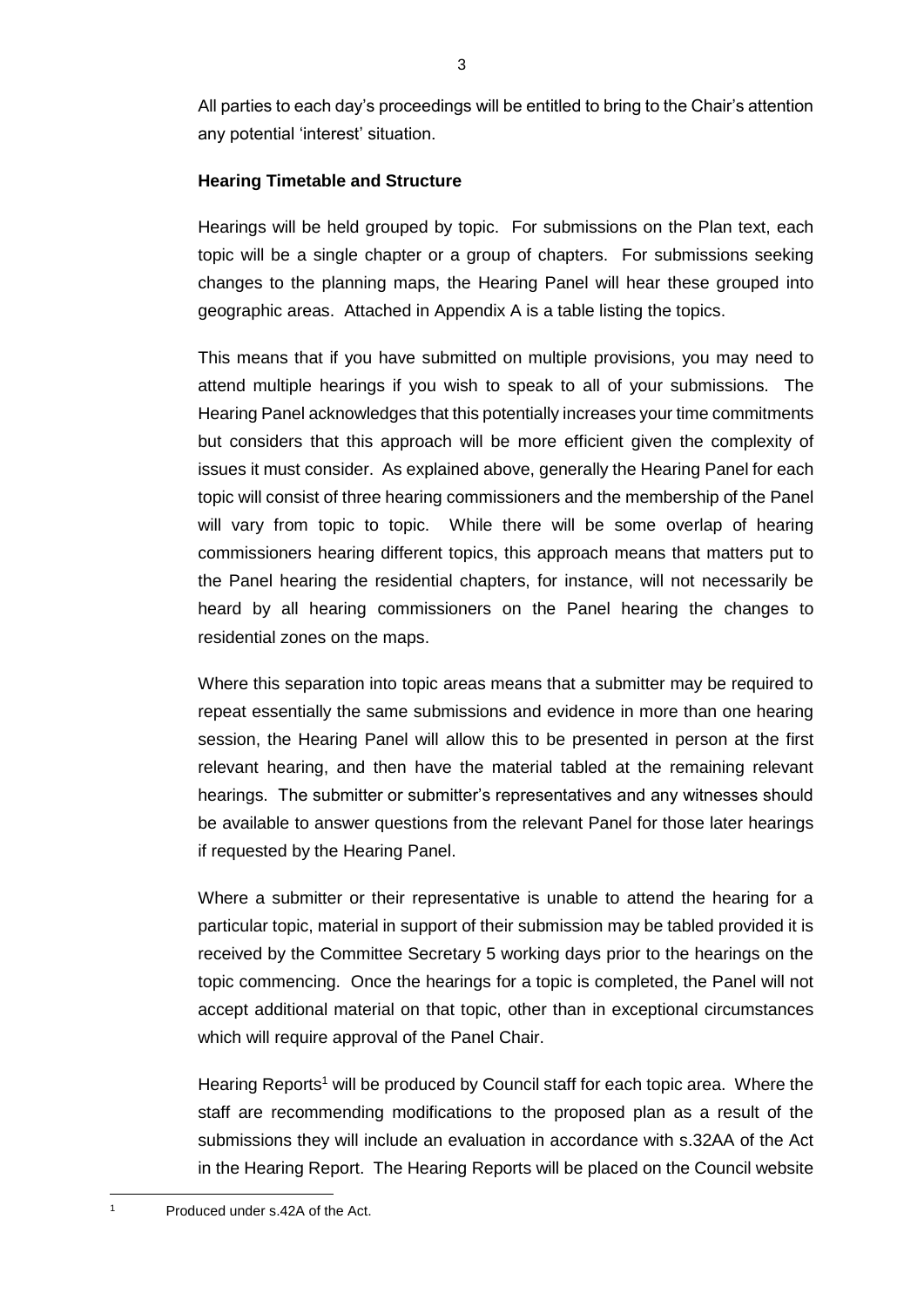All parties to each day's proceedings will be entitled to bring to the Chair's attention any potential 'interest' situation.

**Hearing Timetable and Structure**

Hearings will be held grouped by topic. For submissions on the Plan text, each topic will be a single chapter or a group of chapters. For submissions seeking changes to the planning maps, the Hearing Panel will hear these grouped into geographic areas. Attached in Appendix A is a table listing the topics.

This means that if you have submitted on multiple provisions, you may need to attend multiple hearings if you wish to speak to all of your submissions. The Hearing Panel acknowledges that this potentially increases your time commitments but considers that this approach will be more efficient given the complexity of issues it must consider. As explained above, generally the Hearing Panel for each topic will consist of three hearing commissioners and the membership of the Panel will vary from topic to topic. While there will be some overlap of hearing commissioners hearing different topics, this approach means that matters put to the Panel hearing the residential chapters, for instance, will not necessarily be heard by all hearing commissioners on the Panel hearing the changes to residential zones on the maps.

Where this separation into topic areas means that a submitter may be required to repeat essentially the same submissions and evidence in more than one hearing session, the Hearing Panel will allow this to be presented in person at the first relevant hearing, and then have the material tabled at the remaining relevant hearings. The submitter or submitter's representatives and any witnesses should be available to answer questions from the relevant Panel for those later hearings if requested by the Hearing Panel.

Where a submitter or their representative is unable to attend the hearing for a particular topic, material in support of their submission may be tabled provided it is received by the Committee Secretary 5 working days prior to the hearings on the topic commencing. Once the hearings for a topic is completed, the Panel will not accept additional material on that topic, other than in exceptional circumstances which will require approval of the Panel Chair.

Hearing Reports[1] will be produced by Council staff for each topic area. Where the staff are recommending modifications to the proposed plan as a result of the submissions they will include an evaluation in accordance with s.32AA of the Act in the Hearing Report. The Hearing Reports will be placed on the Council website

[1] Produced under s.42A of the Act.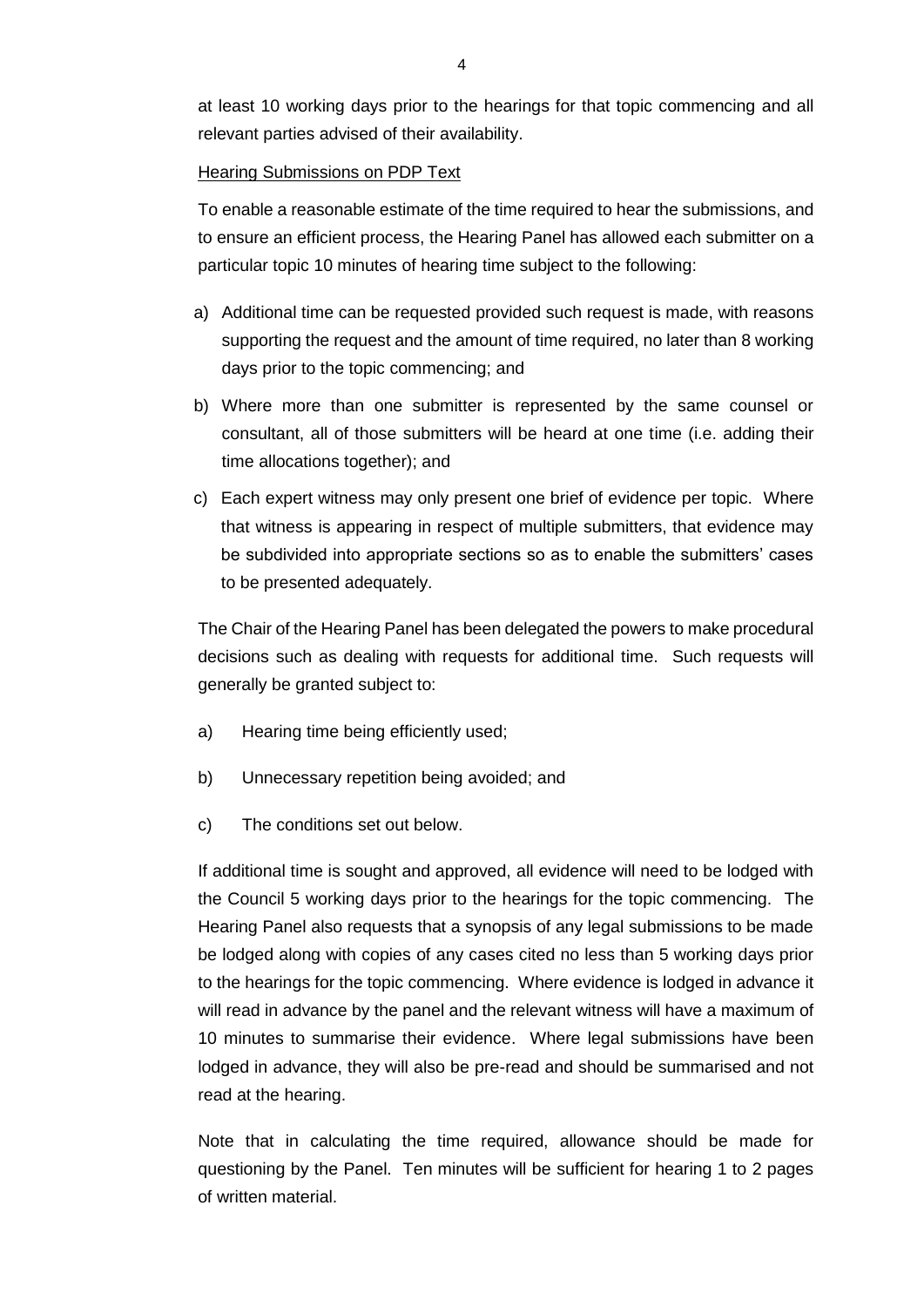at least 10 working days prior to the hearings for that topic commencing and all relevant parties advised of their availability.

Hearing Submissions on PDP Text

To enable a reasonable estimate of the time required to hear the submissions, and to ensure an efficient process, the Hearing Panel has allowed each submitter on a particular topic 10 minutes of hearing time subject to the following:

a) Additional time can be requested provided such request is made, with reasons supporting the request and the amount of time required, no later than 8 working days prior to the topic commencing; and

b) Where more than one submitter is represented by the same counsel or consultant, all of those submitters will be heard at one time (i.e. adding their time allocations together); and

c) Each expert witness may only present one brief of evidence per topic. Where that witness is appearing in respect of multiple submitters, that evidence may be subdivided into appropriate sections so as to enable the submitters' cases to be presented adequately.

The Chair of the Hearing Panel has been delegated the powers to make procedural decisions such as dealing with requests for additional time. Such requests will generally be granted subject to:

a) Hearing time being efficiently used;

b) Unnecessary repetition being avoided; and

c) The conditions set out below.

If additional time is sought and approved, all evidence will need to be lodged with the Council 5 working days prior to the hearings for the topic commencing. The Hearing Panel also requests that a synopsis of any legal submissions to be made be lodged along with copies of any cases cited no less than 5 working days prior to the hearings for the topic commencing. Where evidence is lodged in advance it will read in advance by the panel and the relevant witness will have a maximum of 10 minutes to summarise their evidence. Where legal submissions have been lodged in advance, they will also be pre-read and should be summarised and not read at the hearing.

Note that in calculating the time required, allowance should be made for questioning by the Panel. Ten minutes will be sufficient for hearing 1 to 2 pages of written material.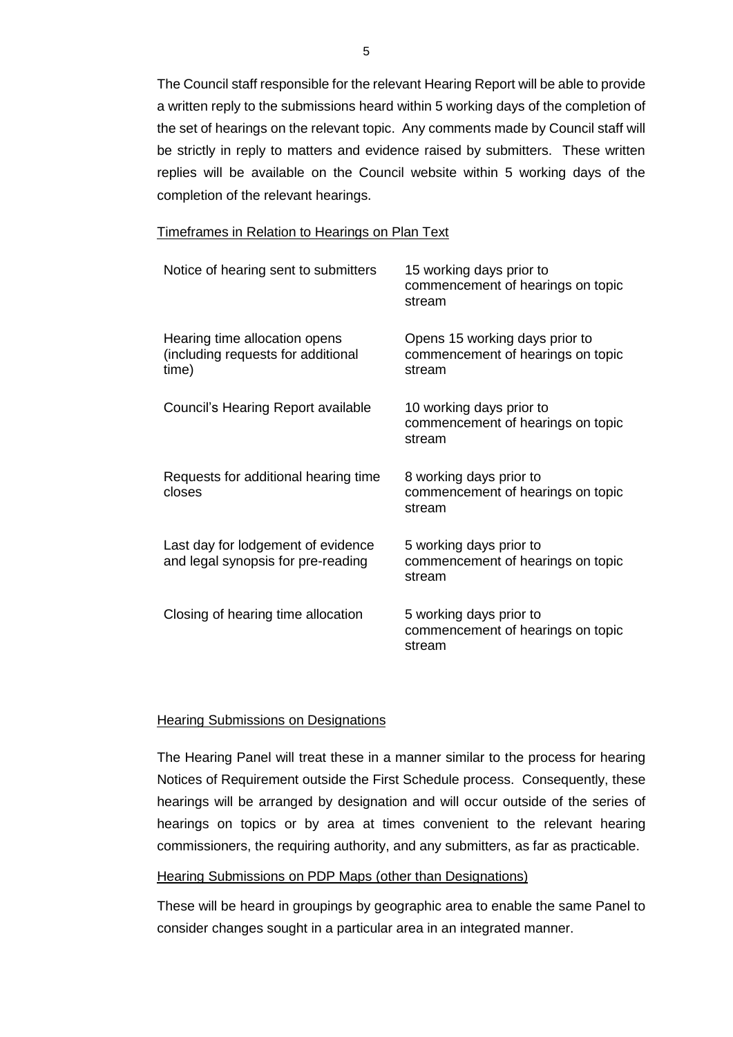The Council staff responsible for the relevant Hearing Report will be able to provide a written reply to the submissions heard within 5 working days of the completion of the set of hearings on the relevant topic. Any comments made by Council staff will be strictly in reply to matters and evidence raised by submitters. These written replies will be available on the Council website within 5 working days of the completion of the relevant hearings.

<u>Timeframes in Relation to Hearings on Plan Text</u>

| | |
|---|---|
| Notice of hearing sent to submitters | 15 working days prior to commencement of hearings on topic stream |
| Hearing time allocation opens (including requests for additional time) | Opens 15 working days prior to commencement of hearings on topic stream |
| Council's Hearing Report available | 10 working days prior to commencement of hearings on topic stream |
| Requests for additional hearing time closes | 8 working days prior to commencement of hearings on topic stream |
| Last day for lodgement of evidence and legal synopsis for pre-reading | 5 working days prior to commencement of hearings on topic stream |
| Closing of hearing time allocation | 5 working days prior to commencement of hearings on topic stream |

<u>Hearing Submissions on Designations</u>

The Hearing Panel will treat these in a manner similar to the process for hearing Notices of Requirement outside the First Schedule process. Consequently, these hearings will be arranged by designation and will occur outside of the series of hearings on topics or by area at times convenient to the relevant hearing commissioners, the requiring authority, and any submitters, as far as practicable.

<u>Hearing Submissions on PDP Maps (other than Designations)</u>

These will be heard in groupings by geographic area to enable the same Panel to consider changes sought in a particular area in an integrated manner.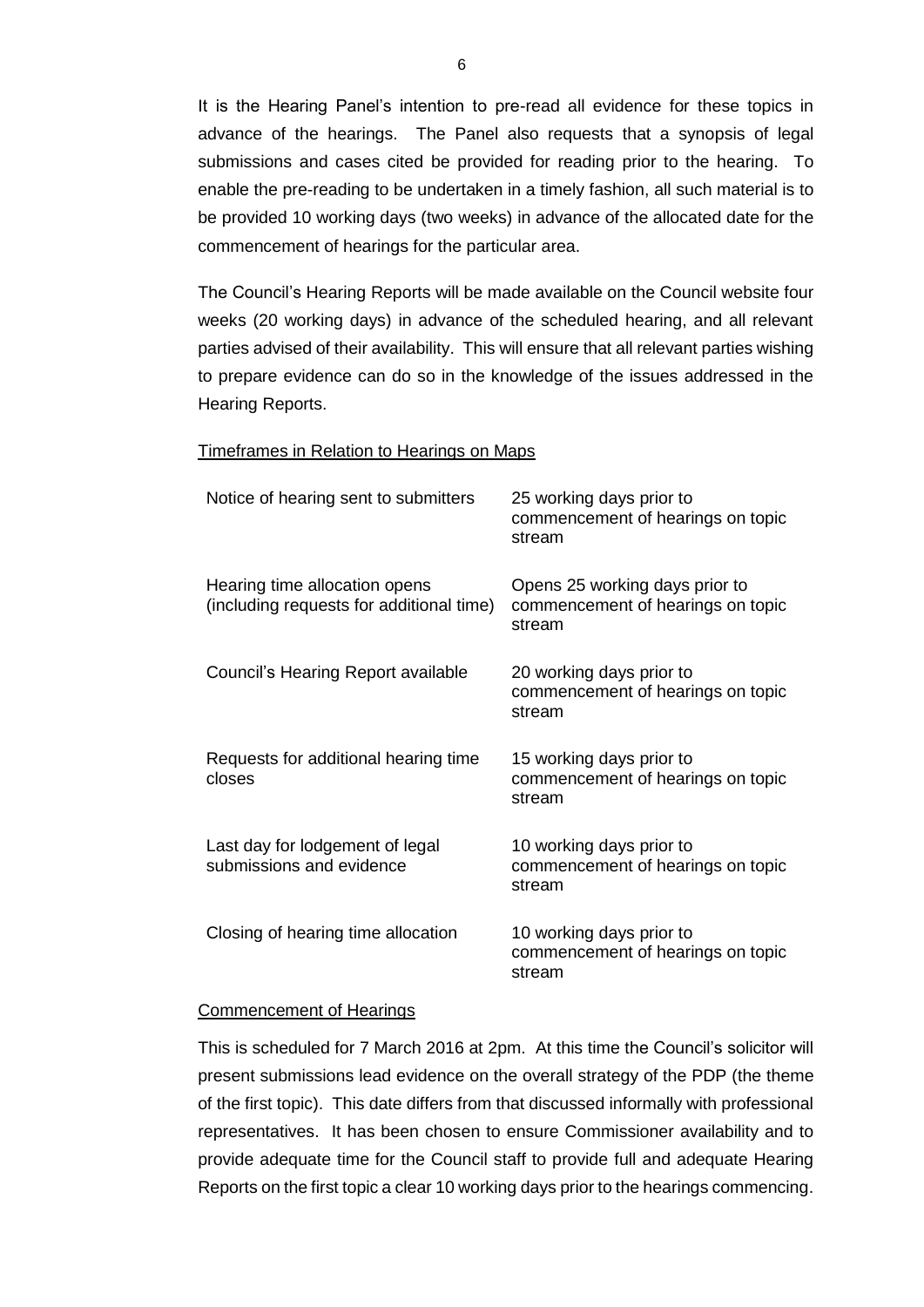It is the Hearing Panel's intention to pre-read all evidence for these topics in advance of the hearings. The Panel also requests that a synopsis of legal submissions and cases cited be provided for reading prior to the hearing. To enable the pre-reading to be undertaken in a timely fashion, all such material is to be provided 10 working days (two weeks) in advance of the allocated date for the commencement of hearings for the particular area.

The Council's Hearing Reports will be made available on the Council website four weeks (20 working days) in advance of the scheduled hearing, and all relevant parties advised of their availability. This will ensure that all relevant parties wishing to prepare evidence can do so in the knowledge of the issues addressed in the Hearing Reports.

<u>Timeframes in Relation to Hearings on Maps</u>

| | |
|---|---|
| Notice of hearing sent to submitters | 25 working days prior to commencement of hearings on topic stream |
| Hearing time allocation opens (including requests for additional time) | Opens 25 working days prior to commencement of hearings on topic stream |
| Council's Hearing Report available | 20 working days prior to commencement of hearings on topic stream |
| Requests for additional hearing time closes | 15 working days prior to commencement of hearings on topic stream |
| Last day for lodgement of legal submissions and evidence | 10 working days prior to commencement of hearings on topic stream |
| Closing of hearing time allocation | 10 working days prior to commencement of hearings on topic stream |

<u>Commencement of Hearings</u>

This is scheduled for 7 March 2016 at 2pm. At this time the Council's solicitor will present submissions lead evidence on the overall strategy of the PDP (the theme of the first topic). This date differs from that discussed informally with professional representatives. It has been chosen to ensure Commissioner availability and to provide adequate time for the Council staff to provide full and adequate Hearing Reports on the first topic a clear 10 working days prior to the hearings commencing.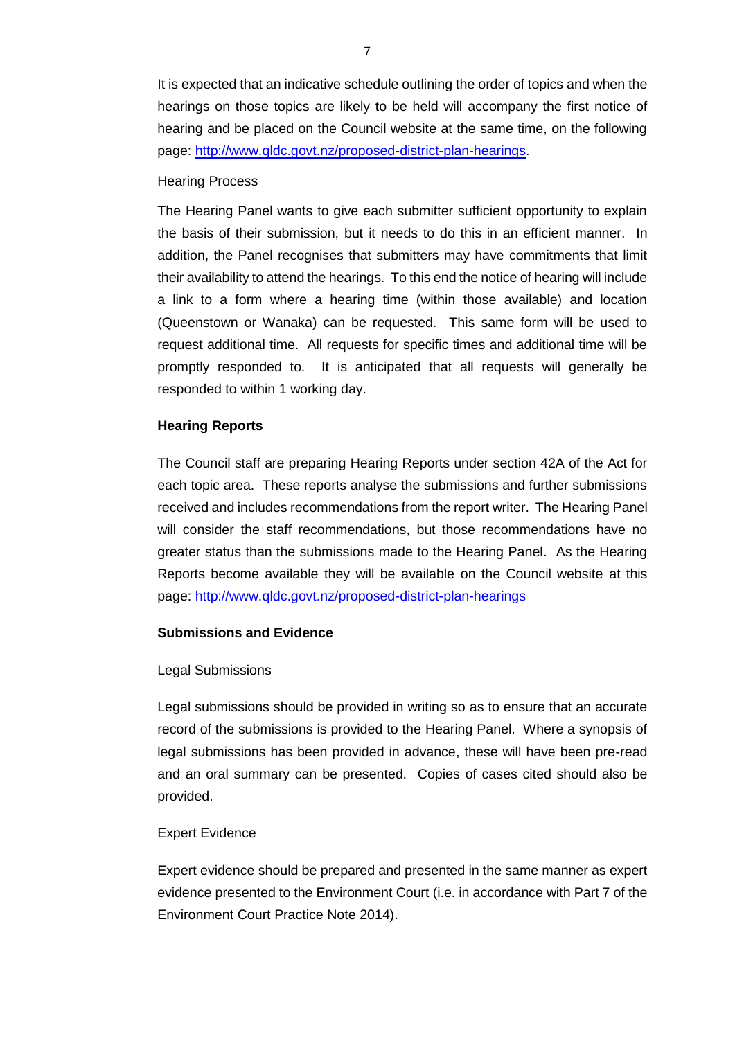It is expected that an indicative schedule outlining the order of topics and when the hearings on those topics are likely to be held will accompany the first notice of hearing and be placed on the Council website at the same time, on the following page: [http://www.qldc.govt.nz/proposed-district-plan-hearings](http://www.qldc.govt.nz/proposed-district-plan-hearings).

<u>Hearing Process</u>

The Hearing Panel wants to give each submitter sufficient opportunity to explain the basis of their submission, but it needs to do this in an efficient manner. In addition, the Panel recognises that submitters may have commitments that limit their availability to attend the hearings. To this end the notice of hearing will include a link to a form where a hearing time (within those available) and location (Queenstown or Wanaka) can be requested. This same form will be used to request additional time. All requests for specific times and additional time will be promptly responded to. It is anticipated that all requests will generally be responded to within 1 working day.

**Hearing Reports**

The Council staff are preparing Hearing Reports under section 42A of the Act for each topic area. These reports analyse the submissions and further submissions received and includes recommendations from the report writer. The Hearing Panel will consider the staff recommendations, but those recommendations have no greater status than the submissions made to the Hearing Panel. As the Hearing Reports become available they will be available on the Council website at this page: [http://www.qldc.govt.nz/proposed-district-plan-hearings](http://www.qldc.govt.nz/proposed-district-plan-hearings)

**Submissions and Evidence**

<u>Legal Submissions</u>

Legal submissions should be provided in writing so as to ensure that an accurate record of the submissions is provided to the Hearing Panel. Where a synopsis of legal submissions has been provided in advance, these will have been pre-read and an oral summary can be presented. Copies of cases cited should also be provided.

<u>Expert Evidence</u>

Expert evidence should be prepared and presented in the same manner as expert evidence presented to the Environment Court (i.e. in accordance with Part 7 of the Environment Court Practice Note 2014).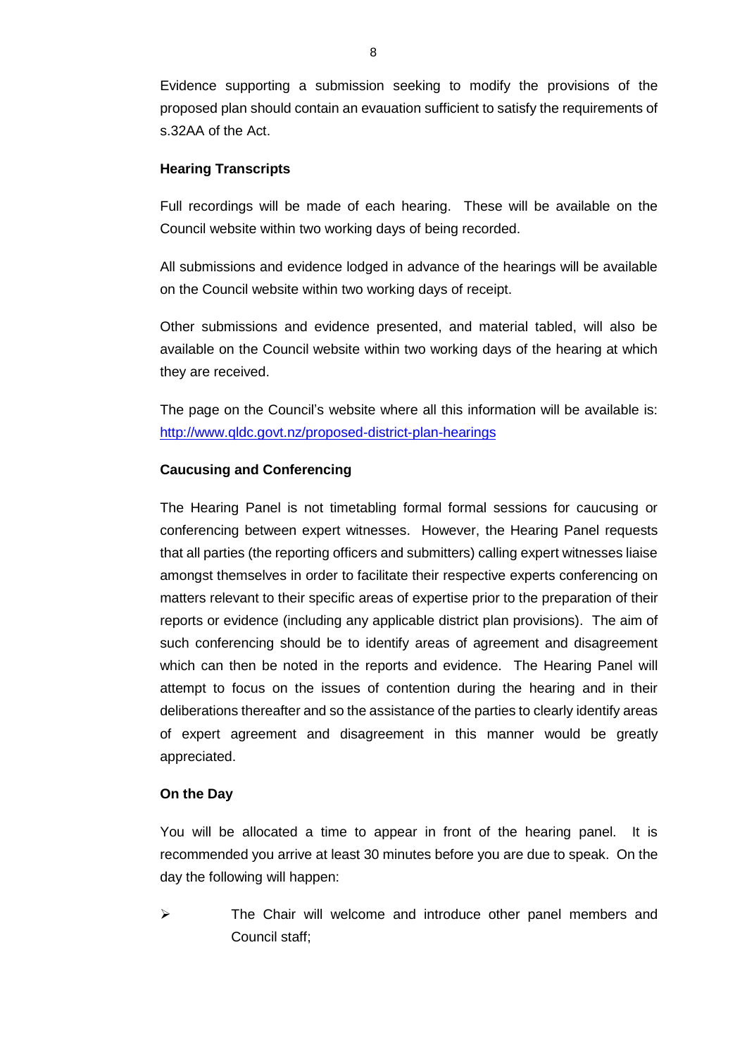Evidence supporting a submission seeking to modify the provisions of the proposed plan should contain an evauation sufficient to satisfy the requirements of s.32AA of the Act.

**Hearing Transcripts**

Full recordings will be made of each hearing. These will be available on the Council website within two working days of being recorded.

All submissions and evidence lodged in advance of the hearings will be available on the Council website within two working days of receipt.

Other submissions and evidence presented, and material tabled, will also be available on the Council website within two working days of the hearing at which they are received.

The page on the Council's website where all this information will be available is: [http://www.qldc.govt.nz/proposed-district-plan-hearings](http://www.qldc.govt.nz/proposed-district-plan-hearings)

**Caucusing and Conferencing**

The Hearing Panel is not timetabling formal formal sessions for caucusing or conferencing between expert witnesses. However, the Hearing Panel requests that all parties (the reporting officers and submitters) calling expert witnesses liaise amongst themselves in order to facilitate their respective experts conferencing on matters relevant to their specific areas of expertise prior to the preparation of their reports or evidence (including any applicable district plan provisions). The aim of such conferencing should be to identify areas of agreement and disagreement which can then be noted in the reports and evidence. The Hearing Panel will attempt to focus on the issues of contention during the hearing and in their deliberations thereafter and so the assistance of the parties to clearly identify areas of expert agreement and disagreement in this manner would be greatly appreciated.

**On the Day**

You will be allocated a time to appear in front of the hearing panel. It is recommended you arrive at least 30 minutes before you are due to speak. On the day the following will happen:

- The Chair will welcome and introduce other panel members and Council staff;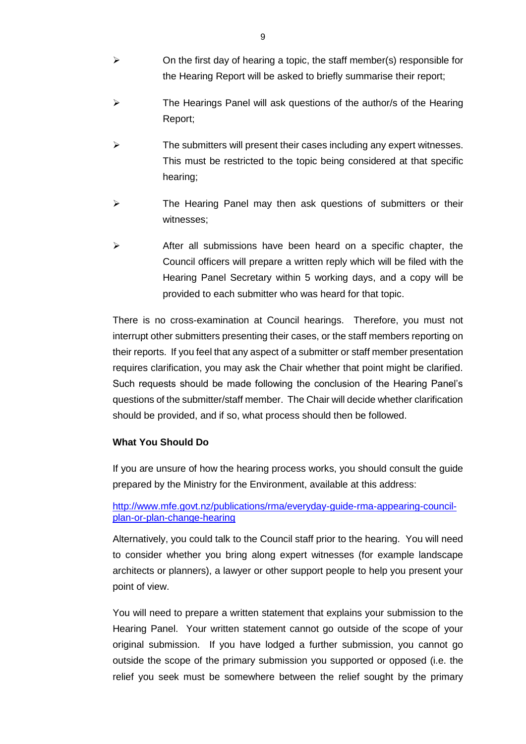- On the first day of hearing a topic, the staff member(s) responsible for the Hearing Report will be asked to briefly summarise their report;
- The Hearings Panel will ask questions of the author/s of the Hearing Report;
- The submitters will present their cases including any expert witnesses. This must be restricted to the topic being considered at that specific hearing;
- The Hearing Panel may then ask questions of submitters or their witnesses;
- After all submissions have been heard on a specific chapter, the Council officers will prepare a written reply which will be filed with the Hearing Panel Secretary within 5 working days, and a copy will be provided to each submitter who was heard for that topic.

There is no cross-examination at Council hearings. Therefore, you must not interrupt other submitters presenting their cases, or the staff members reporting on their reports. If you feel that any aspect of a submitter or staff member presentation requires clarification, you may ask the Chair whether that point might be clarified. Such requests should be made following the conclusion of the Hearing Panel's questions of the submitter/staff member. The Chair will decide whether clarification should be provided, and if so, what process should then be followed.

**What You Should Do**

If you are unsure of how the hearing process works, you should consult the guide prepared by the Ministry for the Environment, available at this address:

[http://www.mfe.govt.nz/publications/rma/everyday-guide-rma-appearing-council-plan-or-plan-change-hearing](http://www.mfe.govt.nz/publications/rma/everyday-guide-rma-appearing-council-plan-or-plan-change-hearing)

Alternatively, you could talk to the Council staff prior to the hearing. You will need to consider whether you bring along expert witnesses (for example landscape architects or planners), a lawyer or other support people to help you present your point of view.

You will need to prepare a written statement that explains your submission to the Hearing Panel. Your written statement cannot go outside of the scope of your original submission. If you have lodged a further submission, you cannot go outside the scope of the primary submission you supported or opposed (i.e. the relief you seek must be somewhere between the relief sought by the primary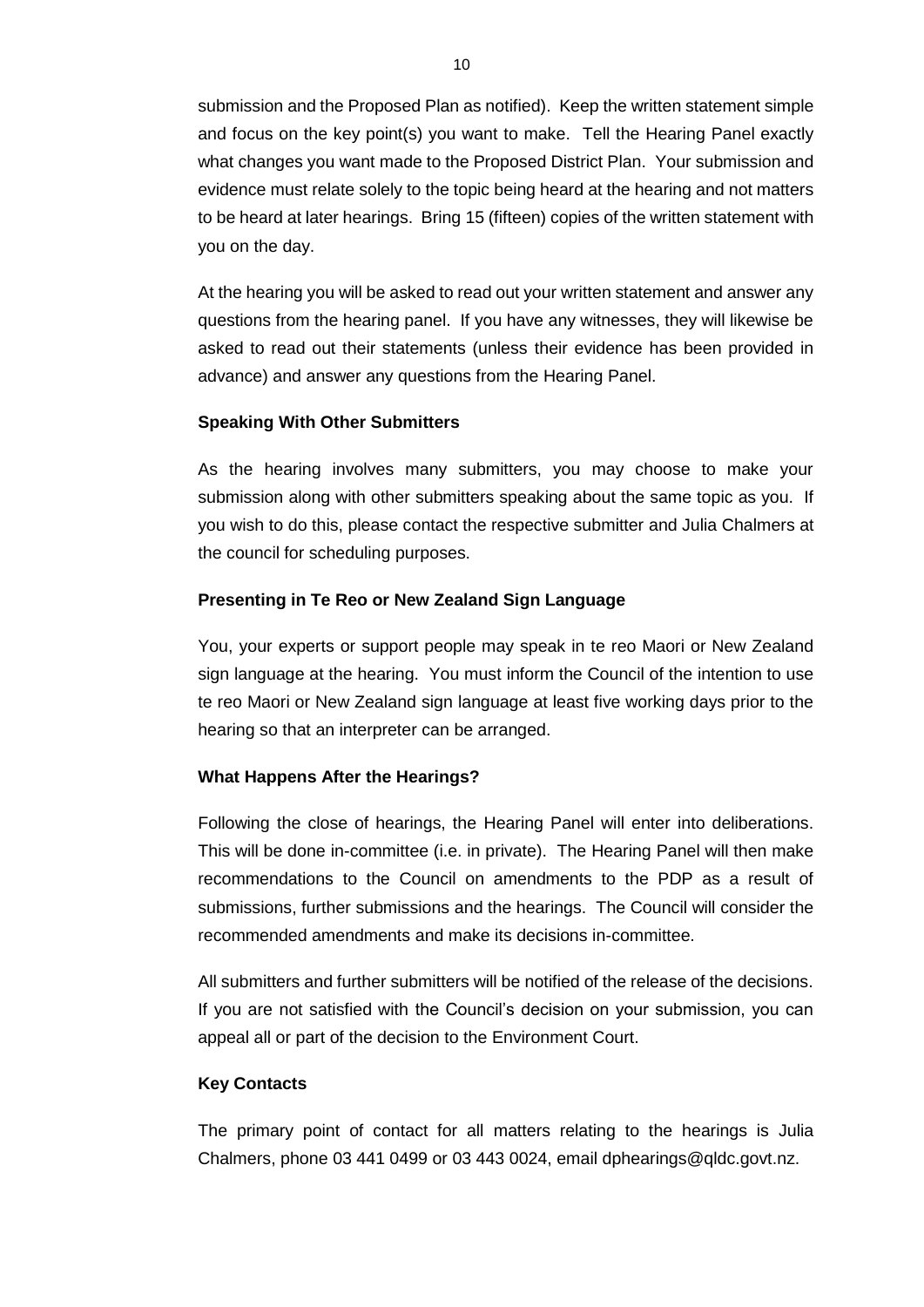submission and the Proposed Plan as notified). Keep the written statement simple and focus on the key point(s) you want to make. Tell the Hearing Panel exactly what changes you want made to the Proposed District Plan. Your submission and evidence must relate solely to the topic being heard at the hearing and not matters to be heard at later hearings. Bring 15 (fifteen) copies of the written statement with you on the day.

At the hearing you will be asked to read out your written statement and answer any questions from the hearing panel. If you have any witnesses, they will likewise be asked to read out their statements (unless their evidence has been provided in advance) and answer any questions from the Hearing Panel.

**Speaking With Other Submitters**

As the hearing involves many submitters, you may choose to make your submission along with other submitters speaking about the same topic as you. If you wish to do this, please contact the respective submitter and Julia Chalmers at the council for scheduling purposes.

**Presenting in Te Reo or New Zealand Sign Language**

You, your experts or support people may speak in te reo Maori or New Zealand sign language at the hearing. You must inform the Council of the intention to use te reo Maori or New Zealand sign language at least five working days prior to the hearing so that an interpreter can be arranged.

**What Happens After the Hearings?**

Following the close of hearings, the Hearing Panel will enter into deliberations. This will be done in-committee (i.e. in private). The Hearing Panel will then make recommendations to the Council on amendments to the PDP as a result of submissions, further submissions and the hearings. The Council will consider the recommended amendments and make its decisions in-committee.

All submitters and further submitters will be notified of the release of the decisions. If you are not satisfied with the Council's decision on your submission, you can appeal all or part of the decision to the Environment Court.

**Key Contacts**

The primary point of contact for all matters relating to the hearings is Julia Chalmers, phone 03 441 0499 or 03 443 0024, email dphearings@qldc.govt.nz.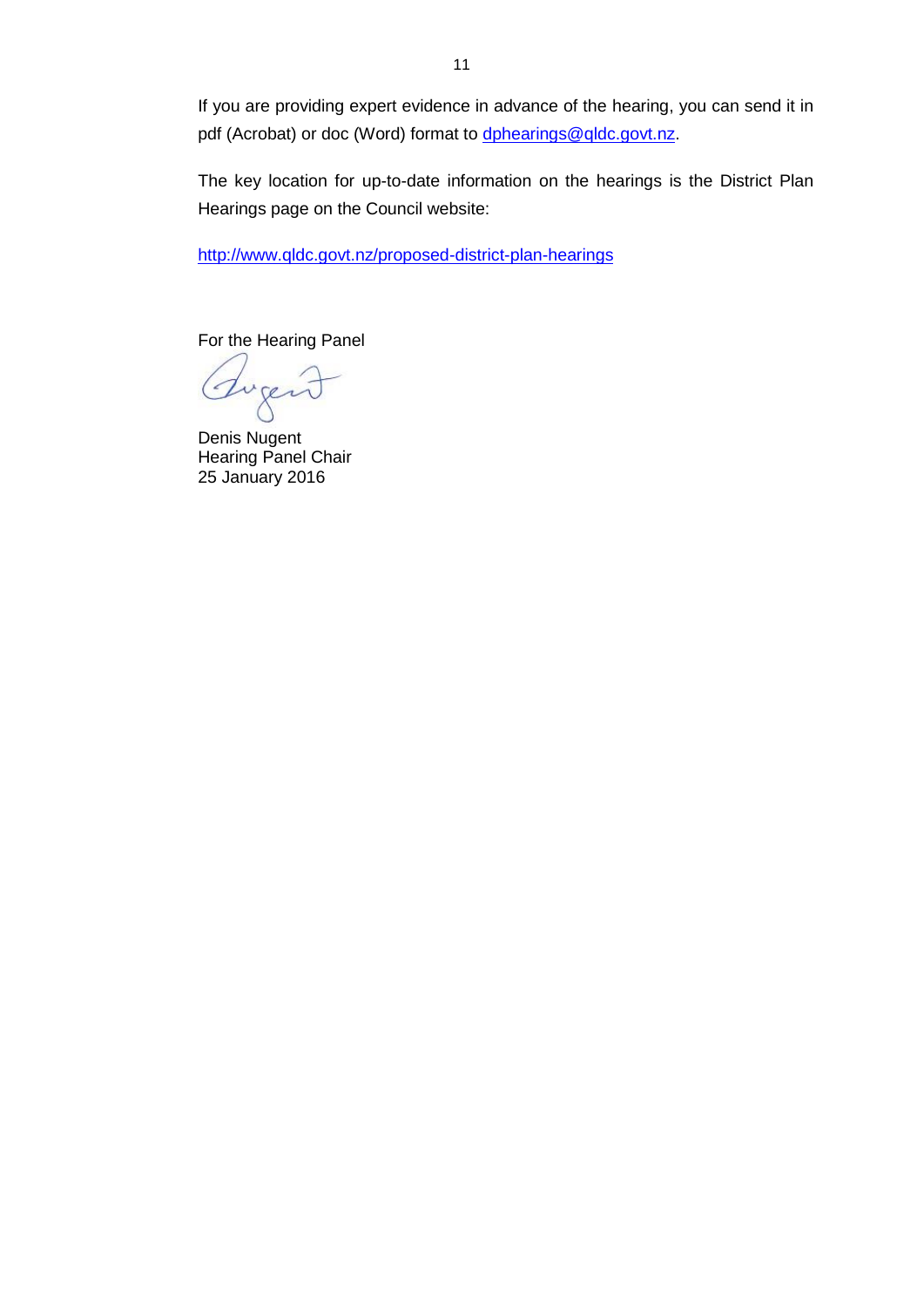If you are providing expert evidence in advance of the hearing, you can send it in pdf (Acrobat) or doc (Word) format to dphearings@qldc.govt.nz.

The key location for up-to-date information on the hearings is the District Plan Hearings page on the Council website:

http://www.qldc.govt.nz/proposed-district-plan-hearings

For the Hearing Panel

Denis Nugent  
Hearing Panel Chair  
25 January 2016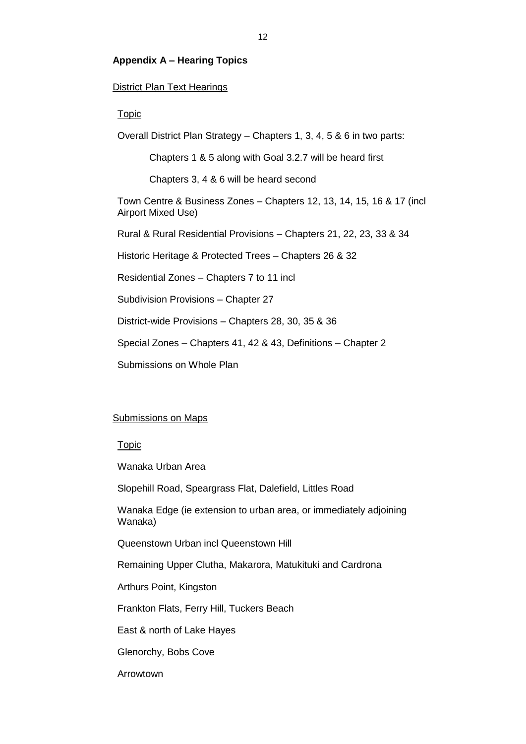**Appendix A – Hearing Topics**

District Plan Text Hearings

Topic

Overall District Plan Strategy – Chapters 1, 3, 4, 5 & 6 in two parts:

Chapters 1 & 5 along with Goal 3.2.7 will be heard first

Chapters 3, 4 & 6 will be heard second

Town Centre & Business Zones – Chapters 12, 13, 14, 15, 16 & 17 (incl Airport Mixed Use)

Rural & Rural Residential Provisions – Chapters 21, 22, 23, 33 & 34

Historic Heritage & Protected Trees – Chapters 26 & 32

Residential Zones – Chapters 7 to 11 incl

Subdivision Provisions – Chapter 27

District-wide Provisions – Chapters 28, 30, 35 & 36

Special Zones – Chapters 41, 42 & 43, Definitions – Chapter 2

Submissions on Whole Plan

Submissions on Maps

Topic

Wanaka Urban Area

Slopehill Road, Speargrass Flat, Dalefield, Littles Road

Wanaka Edge (ie extension to urban area, or immediately adjoining Wanaka)

Queenstown Urban incl Queenstown Hill

Remaining Upper Clutha, Makarora, Matukituki and Cardrona

Arthurs Point, Kingston

Frankton Flats, Ferry Hill, Tuckers Beach

East & north of Lake Hayes

Glenorchy, Bobs Cove

Arrowtown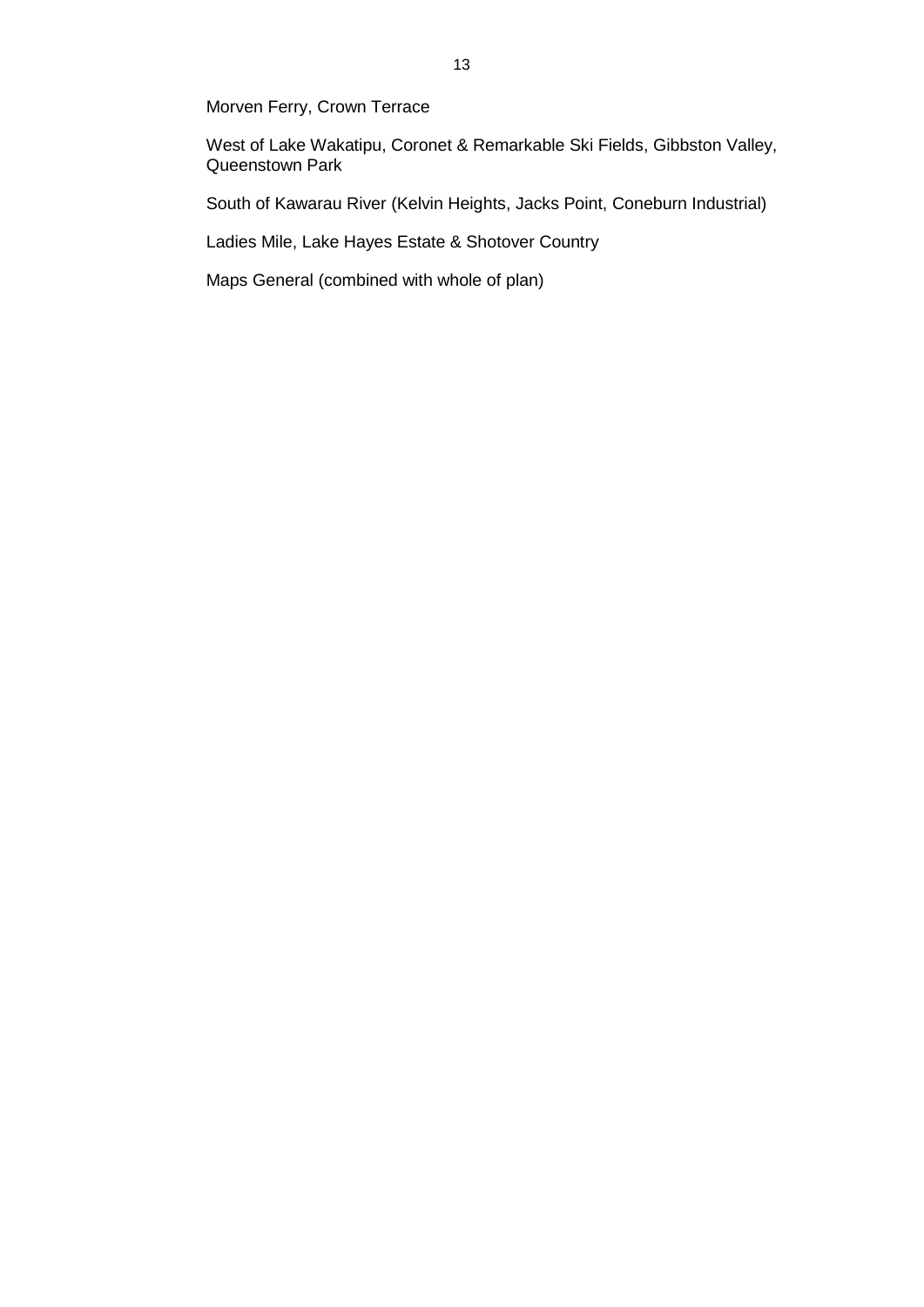Morven Ferry, Crown Terrace

West of Lake Wakatipu, Coronet & Remarkable Ski Fields, Gibbston Valley, Queenstown Park

South of Kawarau River (Kelvin Heights, Jacks Point, Coneburn Industrial)

Ladies Mile, Lake Hayes Estate & Shotover Country

Maps General (combined with whole of plan)